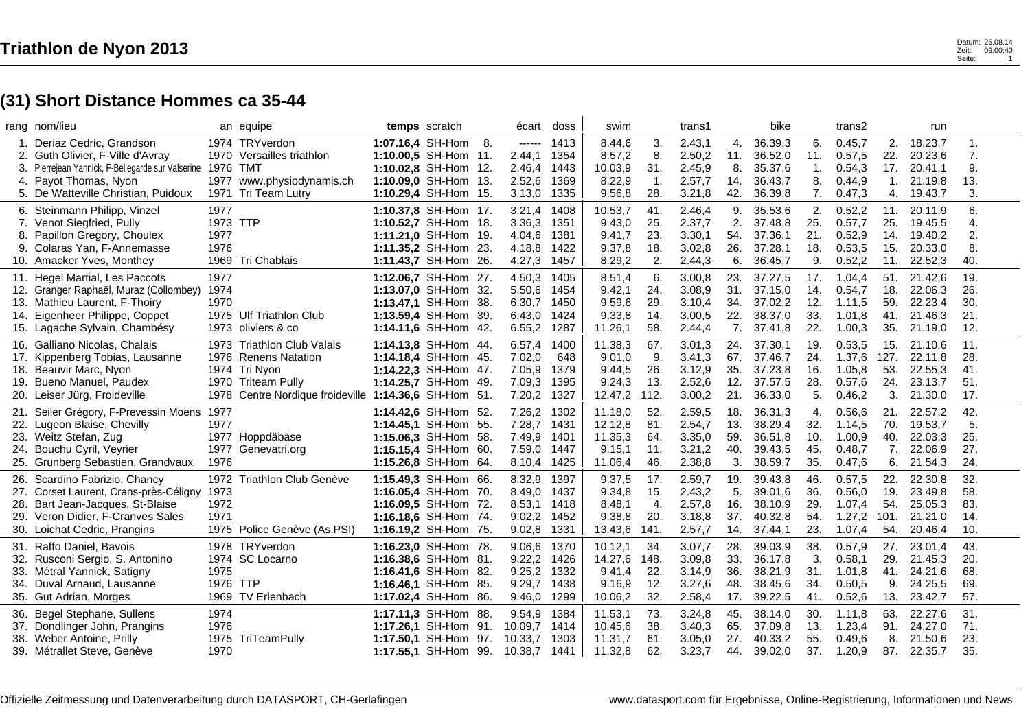# Triathlon de Nyon 2013

## (31) Short Distance Hommes ca 35-44

| rang | nom/lieu | an | equipe | temps | scratch | | écart | doss | swim | | trans1 | | bike | | trans2 | | run | |
|---|---|---|---|---|---|---|---|---|---|---|---|---|---|---|---|---|---|---|
| 1. | Deriaz Cedric, Grandson | 1974 | TRYverdon | **1:07.16,4** | SH-Hom | 8. | ------ | 1413 | 8.44,6 | 3. | 2.43,1 | 4. | 36.39,3 | 6. | 0.45,7 | 2. | 18.23,7 | 1. |
| 2. | Guth Olivier, F-Ville d'Avray | 1970 | Versailles triathlon | **1:10.00,5** | SH-Hom | 11. | 2.44,1 | 1354 | 8.57,2 | 8. | 2.50,2 | 11. | 36.52,0 | 11. | 0.57,5 | 22. | 20.23,6 | 7. |
| 3. | Pierrejean Yannick, F-Bellegarde sur Valserine | 1976 | TMT | **1:10.02,8** | SH-Hom | 12. | 2.46,4 | 1443 | 10.03,9 | 31. | 2.45,9 | 8. | 35.37,6 | 1. | 0.54,3 | 17. | 20.41,1 | 9. |
| 4. | Payot Thomas, Nyon | 1977 | www.physiodynamis.ch | **1:10.09,0** | SH-Hom | 13. | 2.52,6 | 1369 | 8.22,9 | 1. | 2.57,7 | 14. | 36.43,7 | 8. | 0.44,9 | 1. | 21.19,8 | 13. |
| 5. | De Watteville Christian, Puidoux | 1971 | Tri Team Lutry | **1:10.29,4** | SH-Hom | 15. | 3.13,0 | 1335 | 9.56,8 | 28. | 3.21,8 | 42. | 36.39,8 | 7. | 0.47,3 | 4. | 19.43,7 | 3. |
| 6. | Steinmann Philipp, Vinzel | 1977 | | **1:10.37,8** | SH-Hom | 17. | 3.21,4 | 1408 | 10.53,7 | 41. | 2.46,4 | 9. | 35.53,6 | 2. | 0.52,2 | 11. | 20.11,9 | 6. |
| 7. | Venot Siegfried, Pully | 1973 | TTP | **1:10.52,7** | SH-Hom | 18. | 3.36,3 | 1351 | 9.43,0 | 25. | 2.37,7 | 2. | 37.48,8 | 25. | 0.57,7 | 25. | 19.45,5 | 4. |
| 8. | Papillon Gregory, Choulex | 1977 | | **1:11.21,0** | SH-Hom | 19. | 4.04,6 | 1381 | 9.41,7 | 23. | 3.30,1 | 54. | 37.36,1 | 21. | 0.52,9 | 14. | 19.40,2 | 2. |
| 9. | Colaras Yan, F-Annemasse | 1976 | | **1:11.35,2** | SH-Hom | 23. | 4.18,8 | 1422 | 9.37,8 | 18. | 3.02,8 | 26. | 37.28,1 | 18. | 0.53,5 | 15. | 20.33,0 | 8. |
| 10. | Amacker Yves, Monthey | 1969 | Tri Chablais | **1:11.43,7** | SH-Hom | 26. | 4.27,3 | 1457 | 8.29,2 | 2. | 2.44,3 | 6. | 36.45,7 | 9. | 0.52,2 | 11. | 22.52,3 | 40. |
| 11. | Hegel Martial, Les Paccots | 1977 | | **1:12.06,7** | SH-Hom | 27. | 4.50,3 | 1405 | 8.51,4 | 6. | 3.00,8 | 23. | 37.27,5 | 17. | 1.04,4 | 51. | 21.42,6 | 19. |
| 12. | Granger Raphaël, Muraz (Collombey) | 1974 | | **1:13.07,0** | SH-Hom | 32. | 5.50,6 | 1454 | 9.42,1 | 24. | 3.08,9 | 31. | 37.15,0 | 14. | 0.54,7 | 18. | 22.06,3 | 26. |
| 13. | Mathieu Laurent, F-Thoiry | 1970 | | **1:13.47,1** | SH-Hom | 38. | 6.30,7 | 1450 | 9.59,6 | 29. | 3.10,4 | 34. | 37.02,2 | 12. | 1.11,5 | 59. | 22.23,4 | 30. |
| 14. | Eigenheer Philippe, Coppet | 1975 | Ulf Triathlon Club | **1:13.59,4** | SH-Hom | 39. | 6.43,0 | 1424 | 9.33,8 | 14. | 3.00,5 | 22. | 38.37,0 | 33. | 1.01,8 | 41. | 21.46,3 | 21. |
| 15. | Lagache Sylvain, Chambésy | 1973 | oliviers & co | **1:14.11,6** | SH-Hom | 42. | 6.55,2 | 1287 | 11.26,1 | 58. | 2.44,4 | 7. | 37.41,8 | 22. | 1.00,3 | 35. | 21.19,0 | 12. |
| 16. | Galliano Nicolas, Chalais | 1973 | Triathlon Club Valais | **1:14.13,8** | SH-Hom | 44. | 6.57,4 | 1400 | 11.38,3 | 67. | 3.01,3 | 24. | 37.30,1 | 19. | 0.53,5 | 15. | 21.10,6 | 11. |
| 17. | Kippenberg Tobias, Lausanne | 1976 | Renens Natation | **1:14.18,4** | SH-Hom | 45. | 7.02,0 | 648 | 9.01,0 | 9. | 3.41,3 | 67. | 37.46,7 | 24. | 1.37,6 | 127. | 22.11,8 | 28. |
| 18. | Beauvir Marc, Nyon | 1974 | Tri Nyon | **1:14.22,3** | SH-Hom | 47. | 7.05,9 | 1379 | 9.44,5 | 26. | 3.12,9 | 35. | 37.23,8 | 16. | 1.05,8 | 53. | 22.55,3 | 41. |
| 19. | Bueno Manuel, Paudex | 1970 | Triteam Pully | **1:14.25,7** | SH-Hom | 49. | 7.09,3 | 1395 | 9.24,3 | 13. | 2.52,6 | 12. | 37.57,5 | 28. | 0.57,6 | 24. | 23.13,7 | 51. |
| 20. | Leiser Jürg, Froideville | 1978 | Centre Nordique froideville | **1:14.36,6** | SH-Hom | 51. | 7.20,2 | 1327 | 12.47,2 | 112. | 3.00,2 | 21. | 36.33,0 | 5. | 0.46,2 | 3. | 21.30,0 | 17. |
| 21. | Seiler Grégory, F-Prevessin Moens | 1977 | | **1:14.42,6** | SH-Hom | 52. | 7.26,2 | 1302 | 11.18,0 | 52. | 2.59,5 | 18. | 36.31,3 | 4. | 0.56,6 | 21. | 22.57,2 | 42. |
| 22. | Lugeon Blaise, Chevilly | 1977 | | **1:14.45,1** | SH-Hom | 55. | 7.28,7 | 1431 | 12.12,8 | 81. | 2.54,7 | 13. | 38.29,4 | 32. | 1.14,5 | 70. | 19.53,7 | 5. |
| 23. | Weitz Stefan, Zug | 1977 | Hoppdäbäse | **1:15.06,3** | SH-Hom | 58. | 7.49,9 | 1401 | 11.35,3 | 64. | 3.35,0 | 59. | 36.51,8 | 10. | 1.00,9 | 40. | 22.03,3 | 25. |
| 24. | Bouchu Cyril, Veyrier | 1977 | Genevatri.org | **1:15.15,4** | SH-Hom | 60. | 7.59,0 | 1447 | 9.15,1 | 11. | 3.21,2 | 40. | 39.43,5 | 45. | 0.48,7 | 7. | 22.06,9 | 27. |
| 25. | Grunberg Sebastien, Grandvaux | 1976 | | **1:15.26,8** | SH-Hom | 64. | 8.10,4 | 1425 | 11.06,4 | 46. | 2.38,8 | 3. | 38.59,7 | 35. | 0.47,6 | 6. | 21.54,3 | 24. |
| 26. | Scardino Fabrizio, Chancy | 1972 | Triathlon Club Genève | **1:15.49,3** | SH-Hom | 66. | 8.32,9 | 1397 | 9.37,5 | 17. | 2.59,7 | 19. | 39.43,8 | 46. | 0.57,5 | 22. | 22.30,8 | 32. |
| 27. | Corset Laurent, Crans-près-Céligny | 1973 | | **1:16.05,4** | SH-Hom | 70. | 8.49,0 | 1437 | 9.34,8 | 15. | 2.43,2 | 5. | 39.01,6 | 36. | 0.56,0 | 19. | 23.49,8 | 58. |
| 28. | Bart Jean-Jacques, St-Blaise | 1972 | | **1:16.09,5** | SH-Hom | 72. | 8.53,1 | 1418 | 8.48,1 | 4. | 2.57,8 | 16. | 38.10,9 | 29. | 1.07,4 | 54. | 25.05,3 | 83. |
| 29. | Veron Didier, F-Cranves Sales | 1971 | | **1:16.18,6** | SH-Hom | 74. | 9.02,2 | 1452 | 9.38,8 | 20. | 3.18,8 | 37. | 40.32,8 | 54. | 1.27,2 | 101. | 21.21,0 | 14. |
| 30. | Loichat Cedric, Prangins | 1975 | Police Genève (As.PSI) | **1:16.19,2** | SH-Hom | 75. | 9.02,8 | 1331 | 13.43,6 | 141. | 2.57,7 | 14. | 37.44,1 | 23. | 1.07,4 | 54. | 20.46,4 | 10. |
| 31. | Raffo Daniel, Bavois | 1978 | TRYverdon | **1:16.23,0** | SH-Hom | 78. | 9.06,6 | 1370 | 10.12,1 | 34. | 3.07,7 | 28. | 39.03,9 | 38. | 0.57,9 | 27. | 23.01,4 | 43. |
| 32. | Rusconi Sergio, S. Antonino | 1974 | SC Locarno | **1:16.38,6** | SH-Hom | 81. | 9.22,2 | 1426 | 14.27,6 | 148. | 3.09,8 | 33. | 36.17,8 | 3. | 0.58,1 | 29. | 21.45,3 | 20. |
| 33. | Métral Yannick, Satigny | 1975 | | **1:16.41,6** | SH-Hom | 82. | 9.25,2 | 1332 | 9.41,4 | 22. | 3.14,9 | 36. | 38.21,9 | 31. | 1.01,8 | 41. | 24.21,6 | 68. |
| 34. | Duval Arnaud, Lausanne | 1976 | TTP | **1:16.46,1** | SH-Hom | 85. | 9.29,7 | 1438 | 9.16,9 | 12. | 3.27,6 | 48. | 38.45,6 | 34. | 0.50,5 | 9. | 24.25,5 | 69. |
| 35. | Gut Adrian, Morges | 1969 | TV Erlenbach | **1:17.02,4** | SH-Hom | 86. | 9.46,0 | 1299 | 10.06,2 | 32. | 2.58,4 | 17. | 39.22,5 | 41. | 0.52,6 | 13. | 23.42,7 | 57. |
| 36. | Begel Stephane, Sullens | 1974 | | **1:17.11,3** | SH-Hom | 88. | 9.54,9 | 1384 | 11.53,1 | 73. | 3.24,8 | 45. | 38.14,0 | 30. | 1.11,8 | 63. | 22.27,6 | 31. |
| 37. | Dondlinger John, Prangins | 1976 | | **1:17.26,1** | SH-Hom | 91. | 10.09,7 | 1414 | 10.45,6 | 38. | 3.40,3 | 65. | 37.09,8 | 13. | 1.23,4 | 91. | 24.27,0 | 71. |
| 38. | Weber Antoine, Prilly | 1975 | TriTeamPully | **1:17.50,1** | SH-Hom | 97. | 10.33,7 | 1303 | 11.31,7 | 61. | 3.05,0 | 27. | 40.33,2 | 55. | 0.49,6 | 8. | 21.50,6 | 23. |
| 39. | Métrallet Steve, Genève | 1970 | | **1:17.55,1** | SH-Hom | 99. | 10.38,7 | 1441 | 11.32,8 | 62. | 3.23,7 | 44. | 39.02,0 | 37. | 1.20,9 | 87. | 22.35,7 | 35. |

Offizielle Zeitmessung und Datenverarbeitung durch DATASPORT, CH-Gerlafingen

www.datasport.com für Ergebnisse, Online-Registrierung, Informationen und News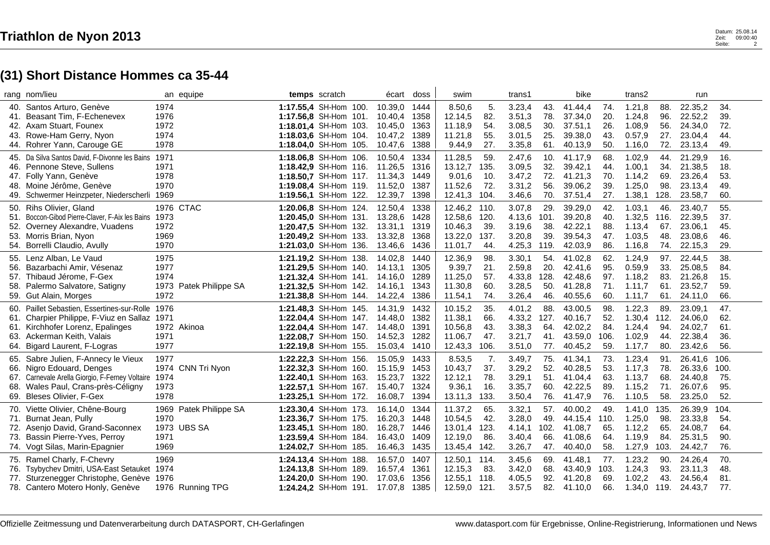# Triathlon de Nyon 2013

## (31) Short Distance Hommes ca 35-44

| rang | nom/lieu | an | equipe | temps | scratch | | écart | doss | swim | | trans1 | | bike | | trans2 | | run | |
|---|---|---|---|---|---|---|---|---|---|---|---|---|---|---|---|---|---|---|
| 40. | Santos Arturo, Genève | 1974 | | **1:17.55,4** | SH-Hom | 100. | 10.39,0 | 1444 | 8.50,6 | 5. | 3.23,4 | 43. | 41.44,4 | 74. | 1.21,8 | 88. | 22.35,2 | 34. |
| 41. | Beasant Tim, F-Echenevex | 1976 | | **1:17.56,8** | SH-Hom | 101. | 10.40,4 | 1358 | 12.14,5 | 82. | 3.51,3 | 78. | 37.34,0 | 20. | 1.24,8 | 96. | 22.52,2 | 39. |
| 42. | Axam Stuart, Founex | 1972 | | **1:18.01,4** | SH-Hom | 103. | 10.45,0 | 1363 | 11.18,9 | 54. | 3.08,5 | 30. | 37.51,1 | 26. | 1.08,9 | 56. | 24.34,0 | 72. |
| 43. | Rowe-Ham Gerry, Nyon | 1974 | | **1:18.03,6** | SH-Hom | 104. | 10.47,2 | 1389 | 11.21,8 | 55. | 3.01,5 | 25. | 39.38,0 | 43. | 0.57,9 | 27. | 23.04,4 | 44. |
| 44. | Rohrer Yann, Carouge GE | 1978 | | **1:18.04,0** | SH-Hom | 105. | 10.47,6 | 1388 | 9.44,9 | 27. | 3.35,8 | 61. | 40.13,9 | 50. | 1.16,0 | 72. | 23.13,4 | 49. |
| 45. | Da Silva Santos David, F-Divonne les Bains | 1971 | | **1:18.06,8** | SH-Hom | 106. | 10.50,4 | 1334 | 11.28,5 | 59. | 2.47,6 | 10. | 41.17,9 | 68. | 1.02,9 | 44. | 21.29,9 | 16. |
| 46. | Pennone Steve, Sullens | 1971 | | **1:18.42,9** | SH-Hom | 116. | 11.26,5 | 1316 | 13.12,7 | 135. | 3.09,5 | 32. | 39.42,1 | 44. | 1.00,1 | 34. | 21.38,5 | 18. |
| 47. | Folly Yann, Genève | 1978 | | **1:18.50,7** | SH-Hom | 117. | 11.34,3 | 1449 | 9.01,6 | 10. | 3.47,2 | 72. | 41.21,3 | 70. | 1.14,2 | 69. | 23.26,4 | 53. |
| 48. | Moine Jérôme, Genève | 1970 | | **1:19.08,4** | SH-Hom | 119. | 11.52,0 | 1387 | 11.52,6 | 72. | 3.31,2 | 56. | 39.06,2 | 39. | 1.25,0 | 98. | 23.13,4 | 49. |
| 49. | Schwermer Heinzpeter, Niederscherli | 1969 | | **1:19.56,1** | SH-Hom | 122. | 12.39,7 | 1398 | 12.41,3 | 104. | 3.46,6 | 70. | 37.51,4 | 27. | 1.38,1 | 128. | 23.58,7 | 60. |
| 50. | Rihs Olivier, Gland | 1976 | CTAC | **1:20.06,8** | SH-Hom | 124. | 12.50,4 | 1338 | 12.46,2 | 110. | 3.07,8 | 29. | 39.29,0 | 42. | 1.03,1 | 46. | 23.40,7 | 55. |
| 51. | Boccon-Gibod Pierre-Claver, F-Aix les Bains | 1973 | | **1:20.45,0** | SH-Hom | 131. | 13.28,6 | 1428 | 12.58,6 | 120. | 4.13,6 | 101. | 39.20,8 | 40. | 1.32,5 | 116. | 22.39,5 | 37. |
| 52. | Overney Alexandre, Vuadens | 1972 | | **1:20.47,5** | SH-Hom | 132. | 13.31,1 | 1319 | 10.46,3 | 39. | 3.19,6 | 38. | 42.22,1 | 88. | 1.13,4 | 67. | 23.06,1 | 45. |
| 53. | Morris Brian, Nyon | 1969 | | **1:20.49,2** | SH-Hom | 133. | 13.32,8 | 1368 | 13.22,0 | 137. | 3.20,8 | 39. | 39.54,3 | 47. | 1.03,5 | 48. | 23.08,6 | 46. |
| 54. | Borrelli Claudio, Avully | 1970 | | **1:21.03,0** | SH-Hom | 136. | 13.46,6 | 1436 | 11.01,7 | 44. | 4.25,3 | 119. | 42.03,9 | 86. | 1.16,8 | 74. | 22.15,3 | 29. |
| 55. | Lenz Alban, Le Vaud | 1975 | | **1:21.19,2** | SH-Hom | 138. | 14.02,8 | 1440 | 12.36,9 | 98. | 3.30,1 | 54. | 41.02,8 | 62. | 1.24,9 | 97. | 22.44,5 | 38. |
| 56. | Bazarbachi Amir, Vésenaz | 1977 | | **1:21.29,5** | SH-Hom | 140. | 14.13,1 | 1305 | 9.39,7 | 21. | 2.59,8 | 20. | 42.41,6 | 95. | 0.59,9 | 33. | 25.08,5 | 84. |
| 57. | Thibaud Jérome, F-Gex | 1974 | | **1:21.32,4** | SH-Hom | 141. | 14.16,0 | 1289 | 11.25,0 | 57. | 4.33,8 | 128. | 42.48,6 | 97. | 1.18,2 | 83. | 21.26,8 | 15. |
| 58. | Palermo Salvatore, Satigny | 1973 | Patek Philippe SA | **1:21.32,5** | SH-Hom | 142. | 14.16,1 | 1343 | 11.30,8 | 60. | 3.28,5 | 50. | 41.28,8 | 71. | 1.11,7 | 61. | 23.52,7 | 59. |
| 59. | Gut Alain, Morges | 1972 | | **1:21.38,8** | SH-Hom | 144. | 14.22,4 | 1386 | 11.54,1 | 74. | 3.26,4 | 46. | 40.55,6 | 60. | 1.11,7 | 61. | 24.11,0 | 66. |
| 60. | Paillet Sebastien, Essertines-sur-Rolle | 1976 | | **1:21.48,3** | SH-Hom | 145. | 14.31,9 | 1432 | 10.15,2 | 35. | 4.01,2 | 88. | 43.00,5 | 98. | 1.22,3 | 89. | 23.09,1 | 47. |
| 61. | Charpier Philippe, F-Viuz en Sallaz | 1971 | | **1:22.04,4** | SH-Hom | 147. | 14.48,0 | 1382 | 11.38,1 | 66. | 4.33,2 | 127. | 40.16,7 | 52. | 1.30,4 | 112. | 24.06,0 | 62. |
| 61. | Kirchhofer Lorenz, Epalinges | 1972 | Akinoa | **1:22.04,4** | SH-Hom | 147. | 14.48,0 | 1391 | 10.56,8 | 43. | 3.38,3 | 64. | 42.02,2 | 84. | 1.24,4 | 94. | 24.02,7 | 61. |
| 63. | Ackerman Keith, Valais | 1971 | | **1:22.08,7** | SH-Hom | 150. | 14.52,3 | 1282 | 11.06,7 | 47. | 3.21,7 | 41. | 43.59,0 | 106. | 1.02,9 | 44. | 22.38,4 | 36. |
| 64. | Bigard Laurent, F-Logras | 1977 | | **1:22.19,8** | SH-Hom | 155. | 15.03,4 | 1410 | 12.43,3 | 106. | 3.51,0 | 77. | 40.45,2 | 59. | 1.17,7 | 80. | 23.42,6 | 56. |
| 65. | Sabre Julien, F-Annecy le Vieux | 1977 | | **1:22.22,3** | SH-Hom | 156. | 15.05,9 | 1433 | 8.53,5 | 7. | 3.49,7 | 75. | 41.34,1 | 73. | 1.23,4 | 91. | 26.41,6 | 106. |
| 66. | Nigro Edouard, Denges | 1974 | CNN Tri Nyon | **1:22.32,3** | SH-Hom | 160. | 15.15,9 | 1453 | 10.43,7 | 37. | 3.29,2 | 52. | 40.28,5 | 53. | 1.17,3 | 78. | 26.33,6 | 100. |
| 67. | Carnevale Arella Giorgio, F-Ferney Voltaire | 1974 | | **1:22.40,1** | SH-Hom | 163. | 15.23,7 | 1322 | 12.12,1 | 78. | 3.29,1 | 51. | 41.04,4 | 63. | 1.13,7 | 68. | 24.40,8 | 75. |
| 68. | Wales Paul, Crans-près-Céligny | 1973 | | **1:22.57,1** | SH-Hom | 167. | 15.40,7 | 1324 | 9.36,1 | 16. | 3.35,7 | 60. | 42.22,5 | 89. | 1.15,2 | 71. | 26.07,6 | 95. |
| 69. | Bleses Olivier, F-Gex | 1978 | | **1:23.25,1** | SH-Hom | 172. | 16.08,7 | 1394 | 13.11,3 | 133. | 3.50,4 | 76. | 41.47,9 | 76. | 1.10,5 | 58. | 23.25,0 | 52. |
| 70. | Viette Olivier, Chêne-Bourg | 1969 | Patek Philippe SA | **1:23.30,4** | SH-Hom | 173. | 16.14,0 | 1344 | 11.37,2 | 65. | 3.32,1 | 57. | 40.00,2 | 49. | 1.41,0 | 135. | 26.39,9 | 104. |
| 71. | Burnat Jean, Pully | 1970 | | **1:23.36,7** | SH-Hom | 175. | 16.20,3 | 1448 | 10.54,5 | 42. | 3.28,0 | 49. | 44.15,4 | 110. | 1.25,0 | 98. | 23.33,8 | 54. |
| 72. | Asenjo David, Grand-Saconnex | 1973 | UBS SA | **1:23.45,1** | SH-Hom | 180. | 16.28,7 | 1446 | 13.01,4 | 123. | 4.14,1 | 102. | 41.08,7 | 65. | 1.12,2 | 65. | 24.08,7 | 64. |
| 73. | Bassin Pierre-Yves, Perroy | 1971 | | **1:23.59,4** | SH-Hom | 184. | 16.43,0 | 1409 | 12.19,0 | 86. | 3.40,4 | 66. | 41.08,6 | 64. | 1.19,9 | 84. | 25.31,5 | 90. |
| 74. | Vogt Silas, Marin-Epagnier | 1969 | | **1:24.02,7** | SH-Hom | 185. | 16.46,3 | 1435 | 13.45,4 | 142. | 3.26,7 | 47. | 40.40,0 | 58. | 1.27,9 | 103. | 24.42,7 | 76. |
| 75. | Ramel Charly, F-Chevry | 1969 | | **1:24.13,4** | SH-Hom | 188. | 16.57,0 | 1407 | 12.50,1 | 114. | 3.45,6 | 69. | 41.48,1 | 77. | 1.23,2 | 90. | 24.26,4 | 70. |
| 76. | Tsybychev Dmitri, USA-East Setauket | 1974 | | **1:24.13,8** | SH-Hom | 189. | 16.57,4 | 1361 | 12.15,3 | 83. | 3.42,0 | 68. | 43.40,9 | 103. | 1.24,3 | 93. | 23.11,3 | 48. |
| 77. | Sturzenegger Christophe, Genève | 1976 | | **1:24.20,0** | SH-Hom | 190. | 17.03,6 | 1356 | 12.55,1 | 118. | 4.05,5 | 92. | 41.20,8 | 69. | 1.02,2 | 43. | 24.56,4 | 81. |
| 78. | Cantero Motero Honly, Genève | 1976 | Running TPG | **1:24.24,2** | SH-Hom | 191. | 17.07,8 | 1385 | 12.59,0 | 121. | 3.57,5 | 82. | 41.10,0 | 66. | 1.34,0 | 119. | 24.43,7 | 77. |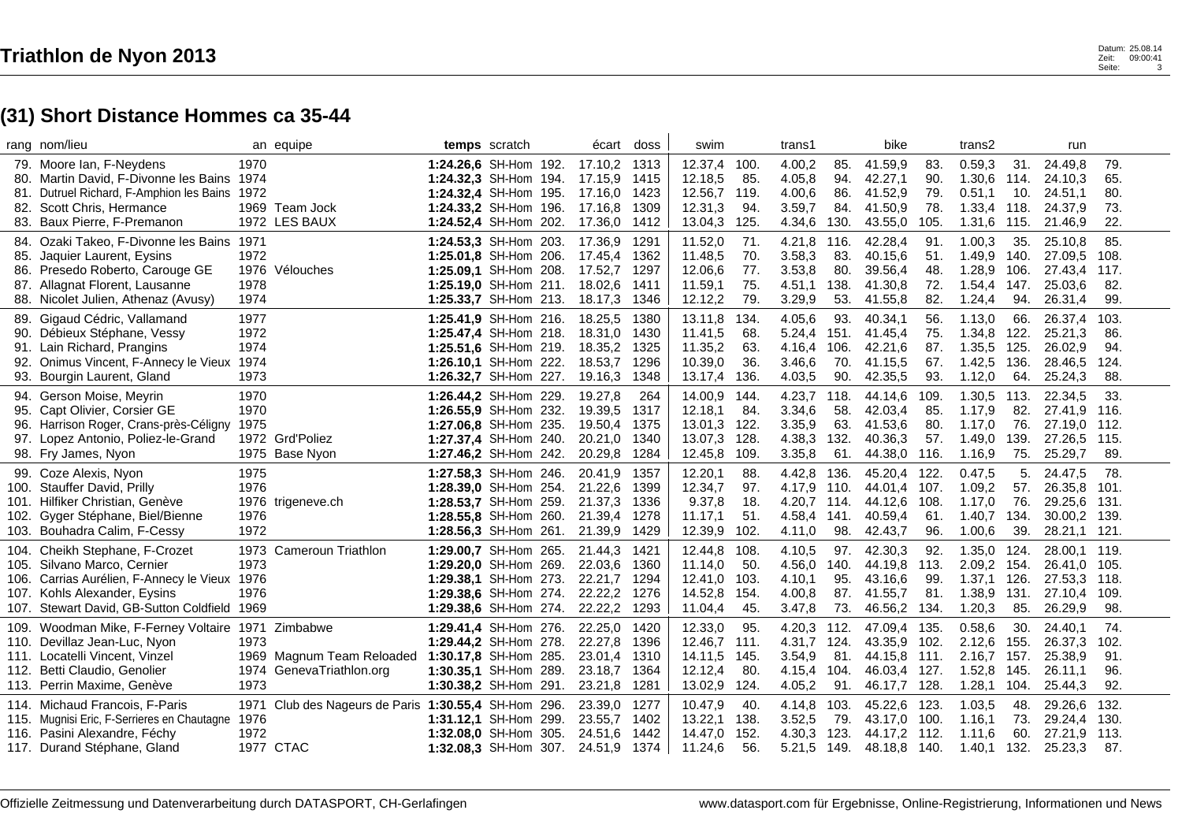# Triathlon de Nyon 2013

## (31) Short Distance Hommes ca 35-44

| rang | nom/lieu | an | equipe | temps | scratch | | écart | doss | swim | | trans1 | | bike | | trans2 | | run | |
|---|---|---|---|---|---|---|---|---|---|---|---|---|---|---|---|---|---|---|
| 79. | Moore Ian, F-Neydens | 1970 | | **1:24.26,6** | SH-Hom | 192. | 17.10,2 | 1313 | 12.37,4 | 100. | 4.00,2 | 85. | 41.59,9 | 83. | 0.59,3 | 31. | 24.49,8 | 79. |
| 80. | Martin David, F-Divonne les Bains | 1974 | | **1:24.32,3** | SH-Hom | 194. | 17.15,9 | 1415 | 12.18,5 | 85. | 4.05,8 | 94. | 42.27,1 | 90. | 1.30,6 | 114. | 24.10,3 | 65. |
| 81. | Dutruel Richard, F-Amphion les Bains | 1972 | | **1:24.32,4** | SH-Hom | 195. | 17.16,0 | 1423 | 12.56,7 | 119. | 4.00,6 | 86. | 41.52,9 | 79. | 0.51,1 | 10. | 24.51,1 | 80. |
| 82. | Scott Chris, Hermance | 1969 | Team Jock | **1:24.33,2** | SH-Hom | 196. | 17.16,8 | 1309 | 12.31,3 | 94. | 3.59,7 | 84. | 41.50,9 | 78. | 1.33,4 | 118. | 24.37,9 | 73. |
| 83. | Baux Pierre, F-Premanon | 1972 | LES BAUX | **1:24.52,4** | SH-Hom | 202. | 17.36,0 | 1412 | 13.04,3 | 125. | 4.34,6 | 130. | 43.55,0 | 105. | 1.31,6 | 115. | 21.46,9 | 22. |
| 84. | Ozaki Takeo, F-Divonne les Bains | 1971 | | **1:24.53,3** | SH-Hom | 203. | 17.36,9 | 1291 | 11.52,0 | 71. | 4.21,8 | 116. | 42.28,4 | 91. | 1.00,3 | 35. | 25.10,8 | 85. |
| 85. | Jaquier Laurent, Eysins | 1972 | | **1:25.01,8** | SH-Hom | 206. | 17.45,4 | 1362 | 11.48,5 | 70. | 3.58,3 | 83. | 40.15,6 | 51. | 1.49,9 | 140. | 27.09,5 | 108. |
| 86. | Presedo Roberto, Carouge GE | 1976 | Vélouches | **1:25.09,1** | SH-Hom | 208. | 17.52,7 | 1297 | 12.06,6 | 77. | 3.53,8 | 80. | 39.56,4 | 48. | 1.28,9 | 106. | 27.43,4 | 117. |
| 87. | Allagnat Florent, Lausanne | 1978 | | **1:25.19,0** | SH-Hom | 211. | 18.02,6 | 1411 | 11.59,1 | 75. | 4.51,1 | 138. | 41.30,8 | 72. | 1.54,4 | 147. | 25.03,6 | 82. |
| 88. | Nicolet Julien, Athenaz (Avusy) | 1974 | | **1:25.33,7** | SH-Hom | 213. | 18.17,3 | 1346 | 12.12,2 | 79. | 3.29,9 | 53. | 41.55,8 | 82. | 1.24,4 | 94. | 26.31,4 | 99. |
| 89. | Gigaud Cédric, Vallamand | 1977 | | **1:25.41,9** | SH-Hom | 216. | 18.25,5 | 1380 | 13.11,8 | 134. | 4.05,6 | 93. | 40.34,1 | 56. | 1.13,0 | 66. | 26.37,4 | 103. |
| 90. | Débieux Stéphane, Vessy | 1972 | | **1:25.47,4** | SH-Hom | 218. | 18.31,0 | 1430 | 11.41,5 | 68. | 5.24,4 | 151. | 41.45,4 | 75. | 1.34,8 | 122. | 25.21,3 | 86. |
| 91. | Lain Richard, Prangins | 1974 | | **1:25.51,6** | SH-Hom | 219. | 18.35,2 | 1325 | 11.35,2 | 63. | 4.16,4 | 106. | 42.21,6 | 87. | 1.35,5 | 125. | 26.02,9 | 94. |
| 92. | Onimus Vincent, F-Annecy le Vieux | 1974 | | **1:26.10,1** | SH-Hom | 222. | 18.53,7 | 1296 | 10.39,0 | 36. | 3.46,6 | 70. | 41.15,5 | 67. | 1.42,5 | 136. | 28.46,5 | 124. |
| 93. | Bourgin Laurent, Gland | 1973 | | **1:26.32,7** | SH-Hom | 227. | 19.16,3 | 1348 | 13.17,4 | 136. | 4.03,5 | 90. | 42.35,5 | 93. | 1.12,0 | 64. | 25.24,3 | 88. |
| 94. | Gerson Moise, Meyrin | 1970 | | **1:26.44,2** | SH-Hom | 229. | 19.27,8 | 264 | 14.00,9 | 144. | 4.23,7 | 118. | 44.14,6 | 109. | 1.30,5 | 113. | 22.34,5 | 33. |
| 95. | Capt Olivier, Corsier GE | 1970 | | **1:26.55,9** | SH-Hom | 232. | 19.39,5 | 1317 | 12.18,1 | 84. | 3.34,6 | 58. | 42.03,4 | 85. | 1.17,9 | 82. | 27.41,9 | 116. |
| 96. | Harrison Roger, Crans-près-Céligny | 1975 | | **1:27.06,8** | SH-Hom | 235. | 19.50,4 | 1375 | 13.01,3 | 122. | 3.35,9 | 63. | 41.53,6 | 80. | 1.17,0 | 76. | 27.19,0 | 112. |
| 97. | Lopez Antonio, Poliez-le-Grand | 1972 | Grd'Poliez | **1:27.37,4** | SH-Hom | 240. | 20.21,0 | 1340 | 13.07,3 | 128. | 4.38,3 | 132. | 40.36,3 | 57. | 1.49,0 | 139. | 27.26,5 | 115. |
| 98. | Fry James, Nyon | 1975 | Base Nyon | **1:27.46,2** | SH-Hom | 242. | 20.29,8 | 1284 | 12.45,8 | 109. | 3.35,8 | 61. | 44.38,0 | 116. | 1.16,9 | 75. | 25.29,7 | 89. |
| 99. | Coze Alexis, Nyon | 1975 | | **1:27.58,3** | SH-Hom | 246. | 20.41,9 | 1357 | 12.20,1 | 88. | 4.42,8 | 136. | 45.20,4 | 122. | 0.47,5 | 5. | 24.47,5 | 78. |
| 100. | Stauffer David, Prilly | 1976 | | **1:28.39,0** | SH-Hom | 254. | 21.22,6 | 1399 | 12.34,7 | 97. | 4.17,9 | 110. | 44.01,4 | 107. | 1.09,2 | 57. | 26.35,8 | 101. |
| 101. | Hilfiker Christian, Genève | 1976 | trigeneve.ch | **1:28.53,7** | SH-Hom | 259. | 21.37,3 | 1336 | 9.37,8 | 18. | 4.20,7 | 114. | 44.12,6 | 108. | 1.17,0 | 76. | 29.25,6 | 131. |
| 102. | Gyger Stéphane, Biel/Bienne | 1976 | | **1:28.55,8** | SH-Hom | 260. | 21.39,4 | 1278 | 11.17,1 | 51. | 4.58,4 | 141. | 40.59,4 | 61. | 1.40,7 | 134. | 30.00,2 | 139. |
| 103. | Bouhadra Calim, F-Cessy | 1972 | | **1:28.56,3** | SH-Hom | 261. | 21.39,9 | 1429 | 12.39,9 | 102. | 4.11,0 | 98. | 42.43,7 | 96. | 1.00,6 | 39. | 28.21,1 | 121. |
| 104. | Cheikh Stephane, F-Crozet | 1973 | Cameroun Triathlon | **1:29.00,7** | SH-Hom | 265. | 21.44,3 | 1421 | 12.44,8 | 108. | 4.10,5 | 97. | 42.30,3 | 92. | 1.35,0 | 124. | 28.00,1 | 119. |
| 105. | Silvano Marco, Cernier | 1973 | | **1:29.20,0** | SH-Hom | 269. | 22.03,6 | 1360 | 11.14,0 | 50. | 4.56,0 | 140. | 44.19,8 | 113. | 2.09,2 | 154. | 26.41,0 | 105. |
| 106. | Carrias Aurélien, F-Annecy le Vieux | 1976 | | **1:29.38,1** | SH-Hom | 273. | 22.21,7 | 1294 | 12.41,0 | 103. | 4.10,1 | 95. | 43.16,6 | 99. | 1.37,1 | 126. | 27.53,3 | 118. |
| 107. | Kohls Alexander, Eysins | 1976 | | **1:29.38,6** | SH-Hom | 274. | 22.22,2 | 1276 | 14.52,8 | 154. | 4.00,8 | 87. | 41.55,7 | 81. | 1.38,9 | 131. | 27.10,4 | 109. |
| 107. | Stewart David, GB-Sutton Coldfield | 1969 | | **1:29.38,6** | SH-Hom | 274. | 22.22,2 | 1293 | 11.04,4 | 45. | 3.47,8 | 73. | 46.56,2 | 134. | 1.20,3 | 85. | 26.29,9 | 98. |
| 109. | Woodman Mike, F-Ferney Voltaire | 1971 | Zimbabwe | **1:29.41,4** | SH-Hom | 276. | 22.25,0 | 1420 | 12.33,0 | 95. | 4.20,3 | 112. | 47.09,4 | 135. | 0.58,6 | 30. | 24.40,1 | 74. |
| 110. | Devillaz Jean-Luc, Nyon | 1973 | | **1:29.44,2** | SH-Hom | 278. | 22.27,8 | 1396 | 12.46,7 | 111. | 4.31,7 | 124. | 43.35,9 | 102. | 2.12,6 | 155. | 26.37,3 | 102. |
| 111. | Locatelli Vincent, Vinzel | 1969 | Magnum Team Reloaded | **1:30.17,8** | SH-Hom | 285. | 23.01,4 | 1310 | 14.11,5 | 145. | 3.54,9 | 81. | 44.15,8 | 111. | 2.16,7 | 157. | 25.38,9 | 91. |
| 112. | Betti Claudio, Genolier | 1974 | GenevaTriathlon.org | **1:30.35,1** | SH-Hom | 289. | 23.18,7 | 1364 | 12.12,4 | 80. | 4.15,4 | 104. | 46.03,4 | 127. | 1.52,8 | 145. | 26.11,1 | 96. |
| 113. | Perrin Maxime, Genève | 1973 | | **1:30.38,2** | SH-Hom | 291. | 23.21,8 | 1281 | 13.02,9 | 124. | 4.05,2 | 91. | 46.17,7 | 128. | 1.28,1 | 104. | 25.44,3 | 92. |
| 114. | Michaud Francois, F-Paris | 1971 | Club des Nageurs de Paris | **1:30.55,4** | SH-Hom | 296. | 23.39,0 | 1277 | 10.47,9 | 40. | 4.14,8 | 103. | 45.22,6 | 123. | 1.03,5 | 48. | 29.26,6 | 132. |
| 115. | Mugnisi Eric, F-Serrieres en Chautagne | 1976 | | **1:31.12,1** | SH-Hom | 299. | 23.55,7 | 1402 | 13.22,1 | 138. | 3.52,5 | 79. | 43.17,0 | 100. | 1.16,1 | 73. | 29.24,4 | 130. |
| 116. | Pasini Alexandre, Féchy | 1972 | | **1:32.08,0** | SH-Hom | 305. | 24.51,6 | 1442 | 14.47,0 | 152. | 4.30,3 | 123. | 44.17,2 | 112. | 1.11,6 | 60. | 27.21,9 | 113. |
| 117. | Durand Stéphane, Gland | 1977 | CTAC | **1:32.08,3** | SH-Hom | 307. | 24.51,9 | 1374 | 11.24,6 | 56. | 5.21,5 | 149. | 48.18,8 | 140. | 1.40,1 | 132. | 25.23,3 | 87. |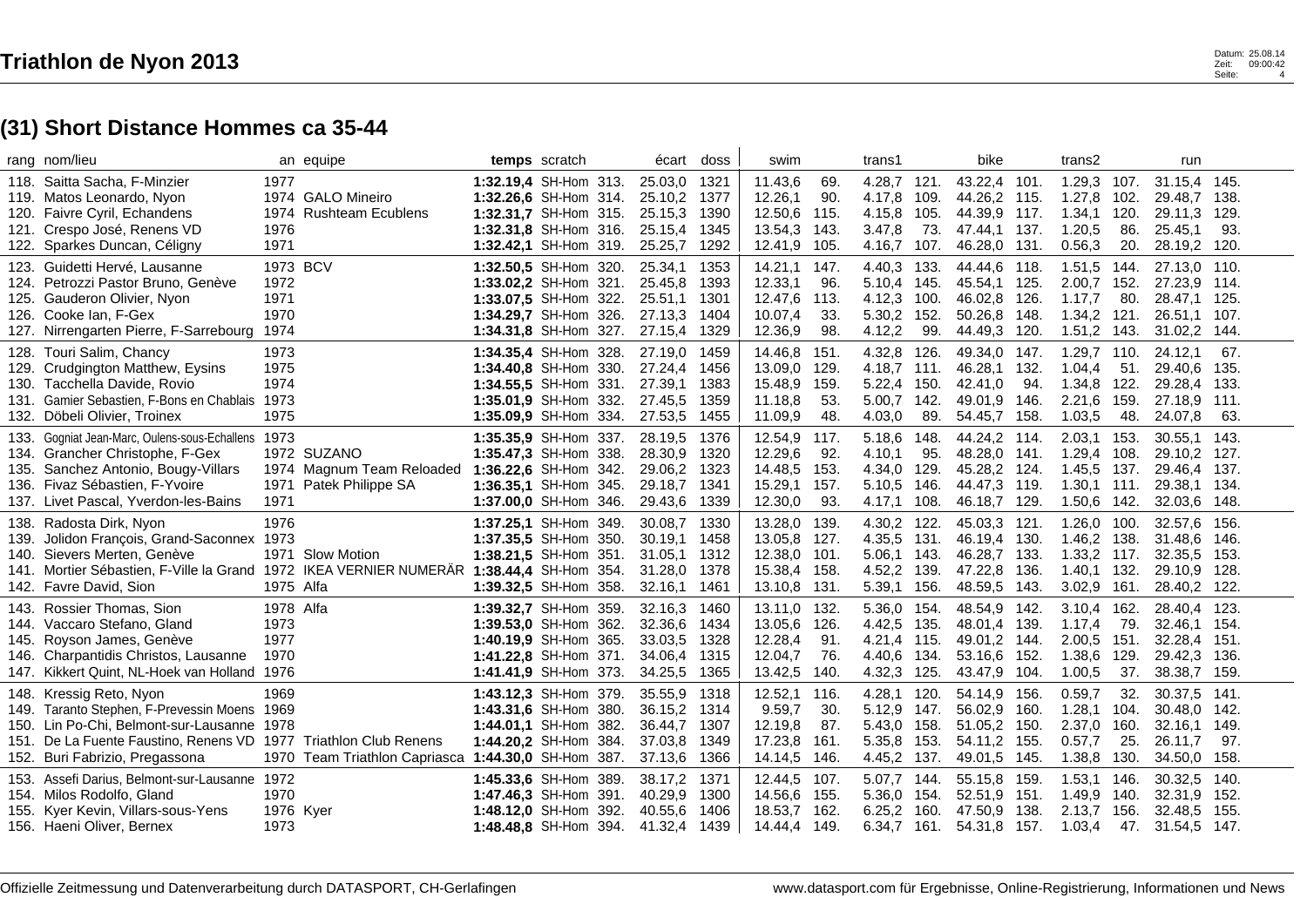# Triathlon de Nyon 2013

## (31) Short Distance Hommes ca 35-44

| rang | nom/lieu | an | equipe | temps | scratch | | écart | doss | swim | | trans1 | | bike | | trans2 | | run | |
|---|---|---|---|---|---|---|---|---|---|---|---|---|---|---|---|---|---|---|
| 118. | Saitta Sacha, F-Minzier | 1977 | | **1:32.19,4** | SH-Hom | 313. | 25.03,0 | 1321 | 11.43,6 | 69. | 4.28,7 | 121. | 43.22,4 | 101. | 1.29,3 | 107. | 31.15,4 | 145. |
| 119. | Matos Leonardo, Nyon | 1974 | GALO Mineiro | **1:32.26,6** | SH-Hom | 314. | 25.10,2 | 1377 | 12.26,1 | 90. | 4.17,8 | 109. | 44.26,2 | 115. | 1.27,8 | 102. | 29.48,7 | 138. |
| 120. | Faivre Cyril, Echandens | 1974 | Rushteam Ecublens | **1:32.31,7** | SH-Hom | 315. | 25.15,3 | 1390 | 12.50,6 | 115. | 4.15,8 | 105. | 44.39,9 | 117. | 1.34,1 | 120. | 29.11,3 | 129. |
| 121. | Crespo José, Renens VD | 1976 | | **1:32.31,8** | SH-Hom | 316. | 25.15,4 | 1345 | 13.54,3 | 143. | 3.47,8 | 73. | 47.44,1 | 137. | 1.20,5 | 86. | 25.45,1 | 93. |
| 122. | Sparkes Duncan, Céligny | 1971 | | **1:32.42,1** | SH-Hom | 319. | 25.25,7 | 1292 | 12.41,9 | 105. | 4.16,7 | 107. | 46.28,0 | 131. | 0.56,3 | 20. | 28.19,2 | 120. |
| 123. | Guidetti Hervé, Lausanne | 1973 | BCV | **1:32.50,5** | SH-Hom | 320. | 25.34,1 | 1353 | 14.21,1 | 147. | 4.40,3 | 133. | 44.44,6 | 118. | 1.51,5 | 144. | 27.13,0 | 110. |
| 124. | Petrozzi Pastor Bruno, Genève | 1972 | | **1:33.02,2** | SH-Hom | 321. | 25.45,8 | 1393 | 12.33,1 | 96. | 5.10,4 | 145. | 45.54,1 | 125. | 2.00,7 | 152. | 27.23,9 | 114. |
| 125. | Gauderon Olivier, Nyon | 1971 | | **1:33.07,5** | SH-Hom | 322. | 25.51,1 | 1301 | 12.47,6 | 113. | 4.12,3 | 100. | 46.02,8 | 126. | 1.17,7 | 80. | 28.47,1 | 125. |
| 126. | Cooke Ian, F-Gex | 1970 | | **1:34.29,7** | SH-Hom | 326. | 27.13,3 | 1404 | 10.07,4 | 33. | 5.30,2 | 152. | 50.26,8 | 148. | 1.34,2 | 121. | 26.51,1 | 107. |
| 127. | Nirrengarten Pierre, F-Sarrebourg | 1974 | | **1:34.31,8** | SH-Hom | 327. | 27.15,4 | 1329 | 12.36,9 | 98. | 4.12,2 | 99. | 44.49,3 | 120. | 1.51,2 | 143. | 31.02,2 | 144. |
| 128. | Touri Salim, Chancy | 1973 | | **1:34.35,4** | SH-Hom | 328. | 27.19,0 | 1459 | 14.46,8 | 151. | 4.32,8 | 126. | 49.34,0 | 147. | 1.29,7 | 110. | 24.12,1 | 67. |
| 129. | Crudgington Matthew, Eysins | 1975 | | **1:34.40,8** | SH-Hom | 330. | 27.24,4 | 1456 | 13.09,0 | 129. | 4.18,7 | 111. | 46.28,1 | 132. | 1.04,4 | 51. | 29.40,6 | 135. |
| 130. | Tacchella Davide, Rovio | 1974 | | **1:34.55,5** | SH-Hom | 331. | 27.39,1 | 1383 | 15.48,9 | 159. | 5.22,4 | 150. | 42.41,0 | 94. | 1.34,8 | 122. | 29.28,4 | 133. |
| 131. | Gamier Sebastien, F-Bons en Chablais | 1973 | | **1:35.01,9** | SH-Hom | 332. | 27.45,5 | 1359 | 11.18,8 | 53. | 5.00,7 | 142. | 49.01,9 | 146. | 2.21,6 | 159. | 27.18,9 | 111. |
| 132. | Döbeli Olivier, Troinex | 1975 | | **1:35.09,9** | SH-Hom | 334. | 27.53,5 | 1455 | 11.09,9 | 48. | 4.03,0 | 89. | 54.45,7 | 158. | 1.03,5 | 48. | 24.07,8 | 63. |
| 133. | Gogniat Jean-Marc, Oulens-sous-Echallens | 1973 | | **1:35.35,9** | SH-Hom | 337. | 28.19,5 | 1376 | 12.54,9 | 117. | 5.18,6 | 148. | 44.24,2 | 114. | 2.03,1 | 153. | 30.55,1 | 143. |
| 134. | Grancher Christophe, F-Gex | 1972 | SUZANO | **1:35.47,3** | SH-Hom | 338. | 28.30,9 | 1320 | 12.29,6 | 92. | 4.10,1 | 95. | 48.28,0 | 141. | 1.29,4 | 108. | 29.10,2 | 127. |
| 135. | Sanchez Antonio, Bougy-Villars | 1974 | Magnum Team Reloaded | **1:36.22,6** | SH-Hom | 342. | 29.06,2 | 1323 | 14.48,5 | 153. | 4.34,0 | 129. | 45.28,2 | 124. | 1.45,5 | 137. | 29.46,4 | 137. |
| 136. | Fivaz Sébastien, F-Yvoire | 1971 | Patek Philippe SA | **1:36.35,1** | SH-Hom | 345. | 29.18,7 | 1341 | 15.29,1 | 157. | 5.10,5 | 146. | 44.47,3 | 119. | 1.30,1 | 111. | 29.38,1 | 134. |
| 137. | Livet Pascal, Yverdon-les-Bains | 1971 | | **1:37.00,0** | SH-Hom | 346. | 29.43,6 | 1339 | 12.30,0 | 93. | 4.17,1 | 108. | 46.18,7 | 129. | 1.50,6 | 142. | 32.03,6 | 148. |
| 138. | Radosta Dirk, Nyon | 1976 | | **1:37.25,1** | SH-Hom | 349. | 30.08,7 | 1330 | 13.28,0 | 139. | 4.30,2 | 122. | 45.03,3 | 121. | 1.26,0 | 100. | 32.57,6 | 156. |
| 139. | Jolidon François, Grand-Saconnex | 1973 | | **1:37.35,5** | SH-Hom | 350. | 30.19,1 | 1458 | 13.05,8 | 127. | 4.35,5 | 131. | 46.19,4 | 130. | 1.46,2 | 138. | 31.48,6 | 146. |
| 140. | Sievers Merten, Genève | 1971 | Slow Motion | **1:38.21,5** | SH-Hom | 351. | 31.05,1 | 1312 | 12.38,0 | 101. | 5.06,1 | 143. | 46.28,7 | 133. | 1.33,2 | 117. | 32.35,5 | 153. |
| 141. | Mortier Sébastien, F-Ville la Grand | 1972 | IKEA VERNIER NUMERÄR | **1:38.44,4** | SH-Hom | 354. | 31.28,0 | 1378 | 15.38,4 | 158. | 4.52,2 | 139. | 47.22,8 | 136. | 1.40,1 | 132. | 29.10,9 | 128. |
| 142. | Favre David, Sion | 1975 | Alfa | **1:39.32,5** | SH-Hom | 358. | 32.16,1 | 1461 | 13.10,8 | 131. | 5.39,1 | 156. | 48.59,5 | 143. | 3.02,9 | 161. | 28.40,2 | 122. |
| 143. | Rossier Thomas, Sion | 1978 | Alfa | **1:39.32,7** | SH-Hom | 359. | 32.16,3 | 1460 | 13.11,0 | 132. | 5.36,0 | 154. | 48.54,9 | 142. | 3.10,4 | 162. | 28.40,4 | 123. |
| 144. | Vaccaro Stefano, Gland | 1973 | | **1:39.53,0** | SH-Hom | 362. | 32.36,6 | 1434 | 13.05,6 | 126. | 4.42,5 | 135. | 48.01,4 | 139. | 1.17,4 | 79. | 32.46,1 | 154. |
| 145. | Royson James, Genève | 1977 | | **1:40.19,9** | SH-Hom | 365. | 33.03,5 | 1328 | 12.28,4 | 91. | 4.21,4 | 115. | 49.01,2 | 144. | 2.00,5 | 151. | 32.28,4 | 151. |
| 146. | Charpantidis Christos, Lausanne | 1970 | | **1:41.22,8** | SH-Hom | 371. | 34.06,4 | 1315 | 12.04,7 | 76. | 4.40,6 | 134. | 53.16,6 | 152. | 1.38,6 | 129. | 29.42,3 | 136. |
| 147. | Kikkert Quint, NL-Hoek van Holland | 1976 | | **1:41.41,9** | SH-Hom | 373. | 34.25,5 | 1365 | 13.42,5 | 140. | 4.32,3 | 125. | 43.47,9 | 104. | 1.00,5 | 37. | 38.38,7 | 159. |
| 148. | Kressig Reto, Nyon | 1969 | | **1:43.12,3** | SH-Hom | 379. | 35.55,9 | 1318 | 12.52,1 | 116. | 4.28,1 | 120. | 54.14,9 | 156. | 0.59,7 | 32. | 30.37,5 | 141. |
| 149. | Taranto Stephen, F-Prevessin Moens | 1969 | | **1:43.31,6** | SH-Hom | 380. | 36.15,2 | 1314 | 9.59,7 | 30. | 5.12,9 | 147. | 56.02,9 | 160. | 1.28,1 | 104. | 30.48,0 | 142. |
| 150. | Lin Po-Chi, Belmont-sur-Lausanne | 1978 | | **1:44.01,1** | SH-Hom | 382. | 36.44,7 | 1307 | 12.19,8 | 87. | 5.43,0 | 158. | 51.05,2 | 150. | 2.37,0 | 160. | 32.16,1 | 149. |
| 151. | De La Fuente Faustino, Renens VD | 1977 | Triathlon Club Renens | **1:44.20,2** | SH-Hom | 384. | 37.03,8 | 1349 | 17.23,8 | 161. | 5.35,8 | 153. | 54.11,2 | 155. | 0.57,7 | 25. | 26.11,7 | 97. |
| 152. | Buri Fabrizio, Pregassona | 1970 | Team Triathlon Capriasca | **1:44.30,0** | SH-Hom | 387. | 37.13,6 | 1366 | 14.14,5 | 146. | 4.45,2 | 137. | 49.01,5 | 145. | 1.38,8 | 130. | 34.50,0 | 158. |
| 153. | Assefi Darius, Belmont-sur-Lausanne | 1972 | | **1:45.33,6** | SH-Hom | 389. | 38.17,2 | 1371 | 12.44,5 | 107. | 5.07,7 | 144. | 55.15,8 | 159. | 1.53,1 | 146. | 30.32,5 | 140. |
| 154. | Milos Rodolfo, Gland | 1970 | | **1:47.46,3** | SH-Hom | 391. | 40.29,9 | 1300 | 14.56,6 | 155. | 5.36,0 | 154. | 52.51,9 | 151. | 1.49,9 | 140. | 32.31,9 | 152. |
| 155. | Kyer Kevin, Villars-sous-Yens | 1976 | Kyer | **1:48.12,0** | SH-Hom | 392. | 40.55,6 | 1406 | 18.53,7 | 162. | 6.25,2 | 160. | 47.50,9 | 138. | 2.13,7 | 156. | 32.48,5 | 155. |
| 156. | Haeni Oliver, Bernex | 1973 | | **1:48.48,8** | SH-Hom | 394. | 41.32,4 | 1439 | 14.44,4 | 149. | 6.34,7 | 161. | 54.31,8 | 157. | 1.03,4 | 47. | 31.54,5 | 147. |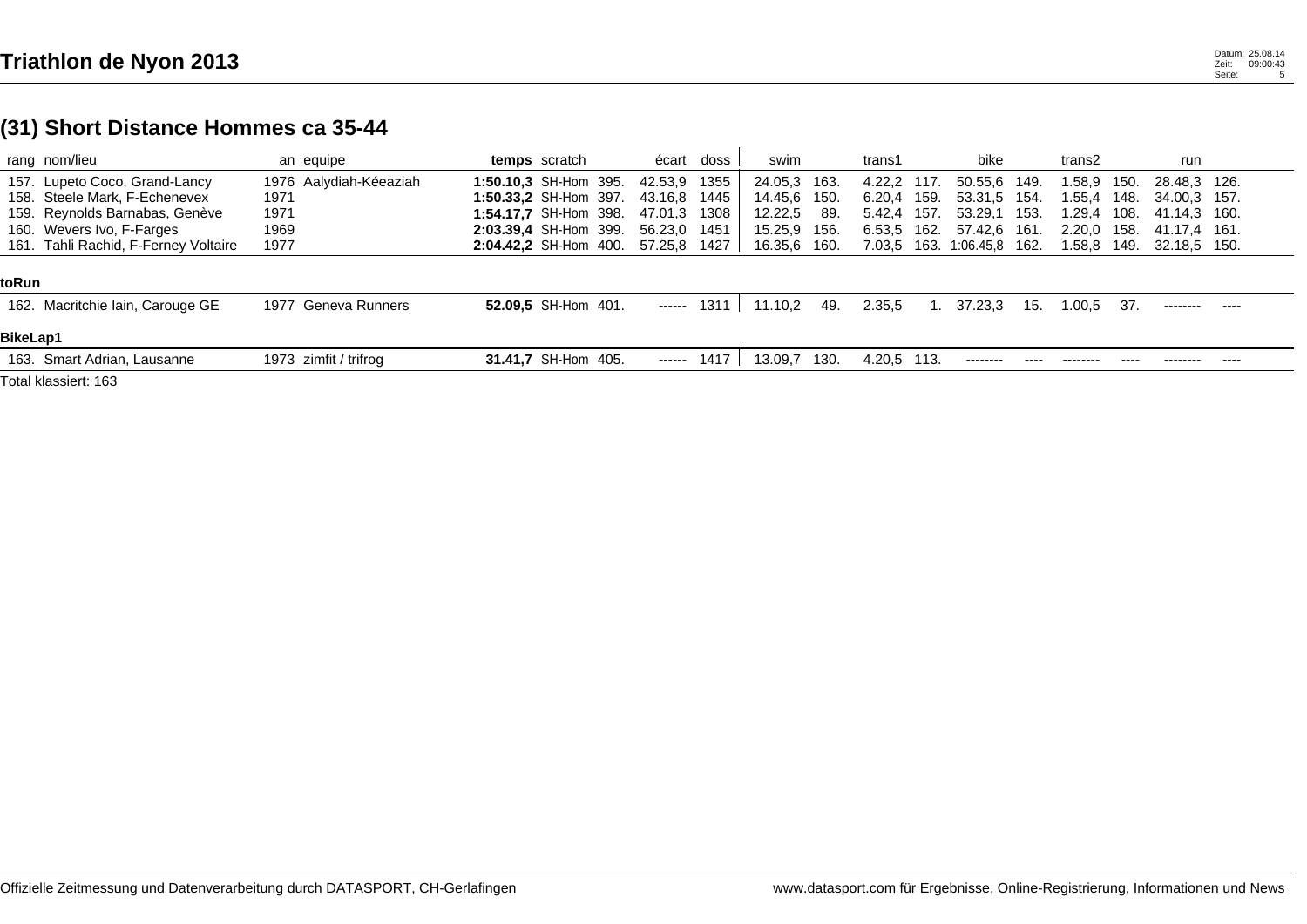# Triathlon de Nyon 2013

## (31) Short Distance Hommes ca 35-44

| rang | nom/lieu | an | equipe | temps | scratch | | écart | doss | swim | | trans1 | | bike | | trans2 | | run | |
|---|---|---|---|---|---|---|---|---|---|---|---|---|---|---|---|---|---|---|
| 157. | Lupeto Coco, Grand-Lancy | 1976 | Aalydiah-Kéeaziah | **1:50.10,3** | SH-Hom | 395. | 42.53,9 | 1355 | 24.05,3 | 163. | 4.22,2 | 117. | 50.55,6 | 149. | 1.58,9 | 150. | 28.48,3 | 126. |
| 158. | Steele Mark, F-Echenevex | 1971 | | **1:50.33,2** | SH-Hom | 397. | 43.16,8 | 1445 | 14.45,6 | 150. | 6.20,4 | 159. | 53.31,5 | 154. | 1.55,4 | 148. | 34.00,3 | 157. |
| 159. | Reynolds Barnabas, Genève | 1971 | | **1:54.17,7** | SH-Hom | 398. | 47.01,3 | 1308 | 12.22,5 | 89. | 5.42,4 | 157. | 53.29,1 | 153. | 1.29,4 | 108. | 41.14,3 | 160. |
| 160. | Wevers Ivo, F-Farges | 1969 | | **2:03.39,4** | SH-Hom | 399. | 56.23,0 | 1451 | 15.25,9 | 156. | 6.53,5 | 162. | 57.42,6 | 161. | 2.20,0 | 158. | 41.17,4 | 161. |
| 161. | Tahli Rachid, F-Ferney Voltaire | 1977 | | **2:04.42,2** | SH-Hom | 400. | 57.25,8 | 1427 | 16.35,6 | 160. | 7.03,5 | 163. | 1:06.45,8 | 162. | 1.58,8 | 149. | 32.18,5 | 150. |
| **toRun** | | | | | | | | | | | | | | | | | | |
| 162. | Macritchie Iain, Carouge GE | 1977 | Geneva Runners | **52.09,5** | SH-Hom | 401. | ------ | 1311 | 11.10,2 | 49. | 2.35,5 | 1. | 37.23,3 | 15. | 1.00,5 | 37. | -------- | ---- |
| **BikeLap1** | | | | | | | | | | | | | | | | | | |
| 163. | Smart Adrian, Lausanne | 1973 | zimfit / trifrog | **31.41,7** | SH-Hom | 405. | ------ | 1417 | 13.09,7 | 130. | 4.20,5 | 113. | -------- | ---- | -------- | ---- | -------- | ---- |

Total klassiert: 163

Offizielle Zeitmessung und Datenverarbeitung durch DATASPORT, CH-Gerlafingen

www.datasport.com für Ergebnisse, Online-Registrierung, Informationen und News